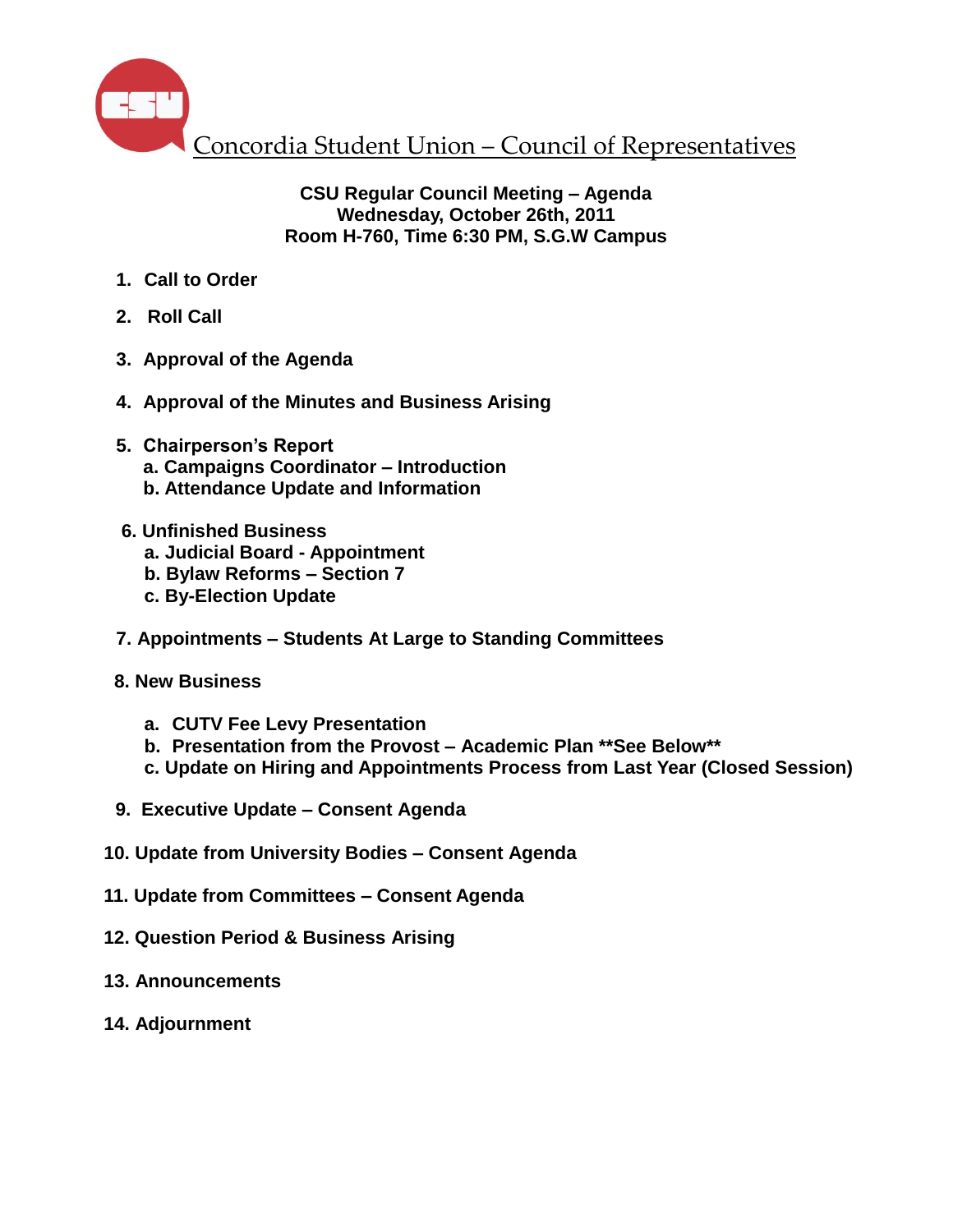# Concordia Student Union – Council of Representatives

**CSU Regular Council Meeting – Agenda**
**Wednesday, October 26th, 2011**
**Room H-760, Time 6:30 PM, S.G.W Campus**

1. **Call to Order**
2. **Roll Call**
3. **Approval of the Agenda**
4. **Approval of the Minutes and Business Arising**
5. **Chairperson's Report**
   a. **Campaigns Coordinator – Introduction**
   b. **Attendance Update and Information**
6. **Unfinished Business**
   a. **Judicial Board - Appointment**
   b. **Bylaw Reforms – Section 7**
   c. **By-Election Update**
7. **Appointments – Students At Large to Standing Committees**
8. **New Business**
   a. **CUTV Fee Levy Presentation**
   b. **Presentation from the Provost – Academic Plan **See Below****
   c. **Update on Hiring and Appointments Process from Last Year (Closed Session)**
9. **Executive Update – Consent Agenda**
10. **Update from University Bodies – Consent Agenda**
11. **Update from Committees – Consent Agenda**
12. **Question Period & Business Arising**
13. **Announcements**
14. **Adjournment**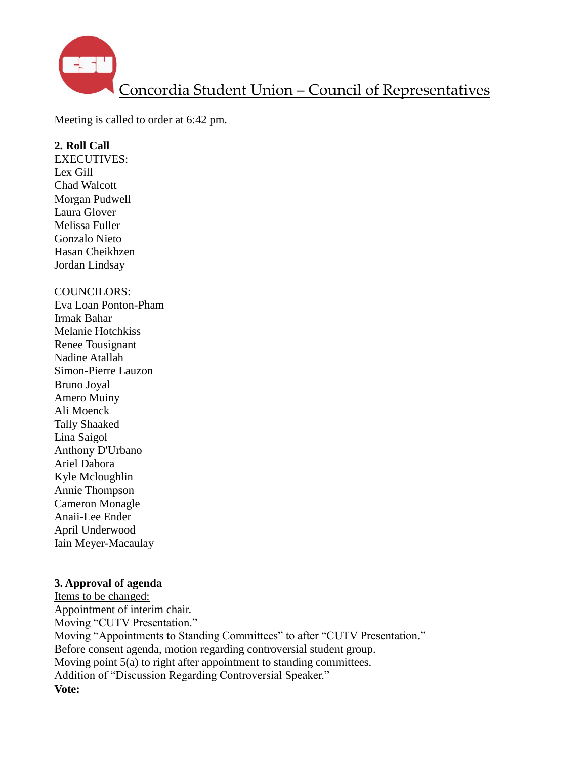Concordia Student Union – Council of Representatives

Meeting is called to order at 6:42 pm.

**2. Roll Call**

EXECUTIVES:
Lex Gill
Chad Walcott
Morgan Pudwell
Laura Glover
Melissa Fuller
Gonzalo Nieto
Hasan Cheikhzen
Jordan Lindsay

COUNCILORS:
Eva Loan Ponton-Pham
Irmak Bahar
Melanie Hotchkiss
Renee Tousignant
Nadine Atallah
Simon-Pierre Lauzon
Bruno Joyal
Amero Muiny
Ali Moenck
Tally Shaaked
Lina Saigol
Anthony D'Urbano
Ariel Dabora
Kyle Mcloughlin
Annie Thompson
Cameron Monagle
Anaii-Lee Ender
April Underwood
Iain Meyer-Macaulay

**3. Approval of agenda**

Items to be changed:
Appointment of interim chair.
Moving "CUTV Presentation."
Moving "Appointments to Standing Committees" to after "CUTV Presentation."
Before consent agenda, motion regarding controversial student group.
Moving point 5(a) to right after appointment to standing committees.
Addition of "Discussion Regarding Controversial Speaker."

**Vote:**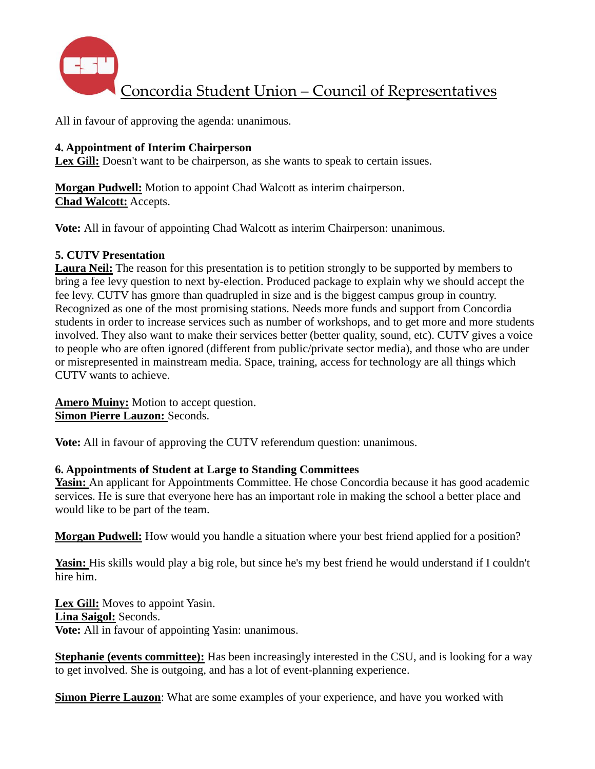All in favour of approving the agenda: unanimous.

**4. Appointment of Interim Chairperson**

**Lex Gill:** Doesn't want to be chairperson, as she wants to speak to certain issues.

**Morgan Pudwell:** Motion to appoint Chad Walcott as interim chairperson.
**Chad Walcott:** Accepts.

**Vote:** All in favour of appointing Chad Walcott as interim Chairperson: unanimous.

**5. CUTV Presentation**

**Laura Neil:** The reason for this presentation is to petition strongly to be supported by members to bring a fee levy question to next by-election. Produced package to explain why we should accept the fee levy. CUTV has gmore than quadrupled in size and is the biggest campus group in country. Recognized as one of the most promising stations. Needs more funds and support from Concordia students in order to increase services such as number of workshops, and to get more and more students involved. They also want to make their services better (better quality, sound, etc). CUTV gives a voice to people who are often ignored (different from public/private sector media), and those who are under or misrepresented in mainstream media. Space, training, access for technology are all things which CUTV wants to achieve.

**Amero Muiny:** Motion to accept question.
**Simon Pierre Lauzon:** Seconds.

**Vote:** All in favour of approving the CUTV referendum question: unanimous.

**6. Appointments of Student at Large to Standing Committees**

**Yasin:** An applicant for Appointments Committee. He chose Concordia because it has good academic services. He is sure that everyone here has an important role in making the school a better place and would like to be part of the team.

**Morgan Pudwell:** How would you handle a situation where your best friend applied for a position?

**Yasin:** His skills would play a big role, but since he's my best friend he would understand if I couldn't hire him.

**Lex Gill:** Moves to appoint Yasin.
**Lina Saigol:** Seconds.
**Vote:** All in favour of appointing Yasin: unanimous.

**Stephanie (events committee):** Has been increasingly interested in the CSU, and is looking for a way to get involved. She is outgoing, and has a lot of event-planning experience.

**Simon Pierre Lauzon**: What are some examples of your experience, and have you worked with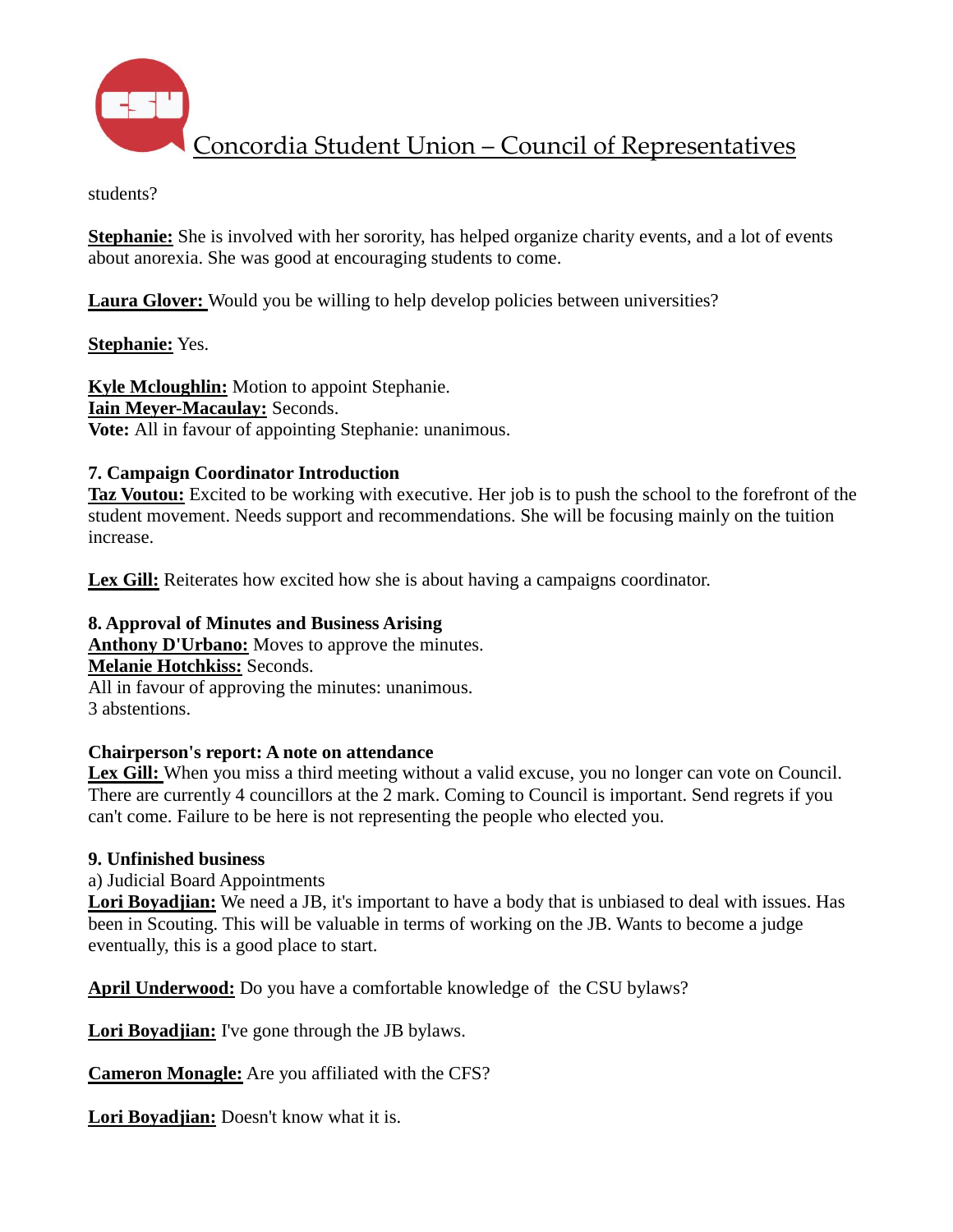students?

**Stephanie:** She is involved with her sorority, has helped organize charity events, and a lot of events about anorexia. She was good at encouraging students to come.

**Laura Glover:** Would you be willing to help develop policies between universities?

**Stephanie:** Yes.

**Kyle Mcloughlin:** Motion to appoint Stephanie.
**Iain Meyer-Macaulay:** Seconds.
**Vote:** All in favour of appointing Stephanie: unanimous.

**7. Campaign Coordinator Introduction**
**Taz Voutou:** Excited to be working with executive. Her job is to push the school to the forefront of the student movement. Needs support and recommendations. She will be focusing mainly on the tuition increase.

**Lex Gill:** Reiterates how excited how she is about having a campaigns coordinator.

**8. Approval of Minutes and Business Arising**
**Anthony D'Urbano:** Moves to approve the minutes.
**Melanie Hotchkiss:** Seconds.
All in favour of approving the minutes: unanimous.
3 abstentions.

**Chairperson's report: A note on attendance**
**Lex Gill:** When you miss a third meeting without a valid excuse, you no longer can vote on Council. There are currently 4 councillors at the 2 mark. Coming to Council is important. Send regrets if you can't come. Failure to be here is not representing the people who elected you.

**9. Unfinished business**
a) Judicial Board Appointments
**Lori Boyadjian:** We need a JB, it's important to have a body that is unbiased to deal with issues. Has been in Scouting. This will be valuable in terms of working on the JB. Wants to become a judge eventually, this is a good place to start.

**April Underwood:** Do you have a comfortable knowledge of the CSU bylaws?

**Lori Boyadjian:** I've gone through the JB bylaws.

**Cameron Monagle:** Are you affiliated with the CFS?

**Lori Boyadjian:** Doesn't know what it is.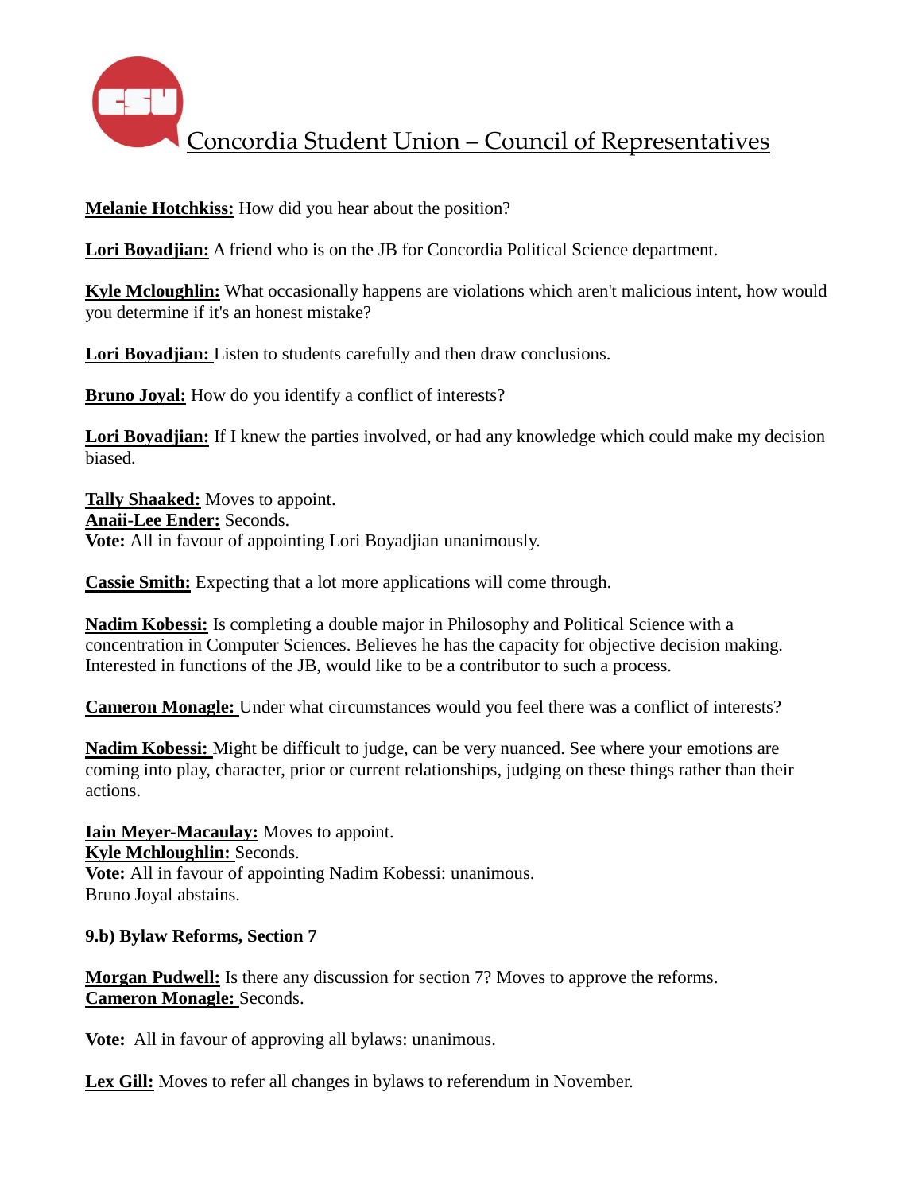**Melanie Hotchkiss:** How did you hear about the position?

**Lori Boyadjian:** A friend who is on the JB for Concordia Political Science department.

**Kyle Mcloughlin:** What occasionally happens are violations which aren't malicious intent, how would you determine if it's an honest mistake?

**Lori Boyadjian:** Listen to students carefully and then draw conclusions.

**Bruno Joyal:** How do you identify a conflict of interests?

**Lori Boyadjian:** If I knew the parties involved, or had any knowledge which could make my decision biased.

**Tally Shaaked:** Moves to appoint.
**Anaii-Lee Ender:** Seconds.
**Vote:** All in favour of appointing Lori Boyadjian unanimously.

**Cassie Smith:** Expecting that a lot more applications will come through.

**Nadim Kobessi:** Is completing a double major in Philosophy and Political Science with a concentration in Computer Sciences. Believes he has the capacity for objective decision making. Interested in functions of the JB, would like to be a contributor to such a process.

**Cameron Monagle:** Under what circumstances would you feel there was a conflict of interests?

**Nadim Kobessi:** Might be difficult to judge, can be very nuanced. See where your emotions are coming into play, character, prior or current relationships, judging on these things rather than their actions.

**Iain Meyer-Macaulay:** Moves to appoint.
**Kyle Mchloughlin:** Seconds.
**Vote:** All in favour of appointing Nadim Kobessi: unanimous.
Bruno Joyal abstains.

**9.b) Bylaw Reforms, Section 7**

**Morgan Pudwell:** Is there any discussion for section 7? Moves to approve the reforms.
**Cameron Monagle:** Seconds.

**Vote:** All in favour of approving all bylaws: unanimous.

**Lex Gill:** Moves to refer all changes in bylaws to referendum in November.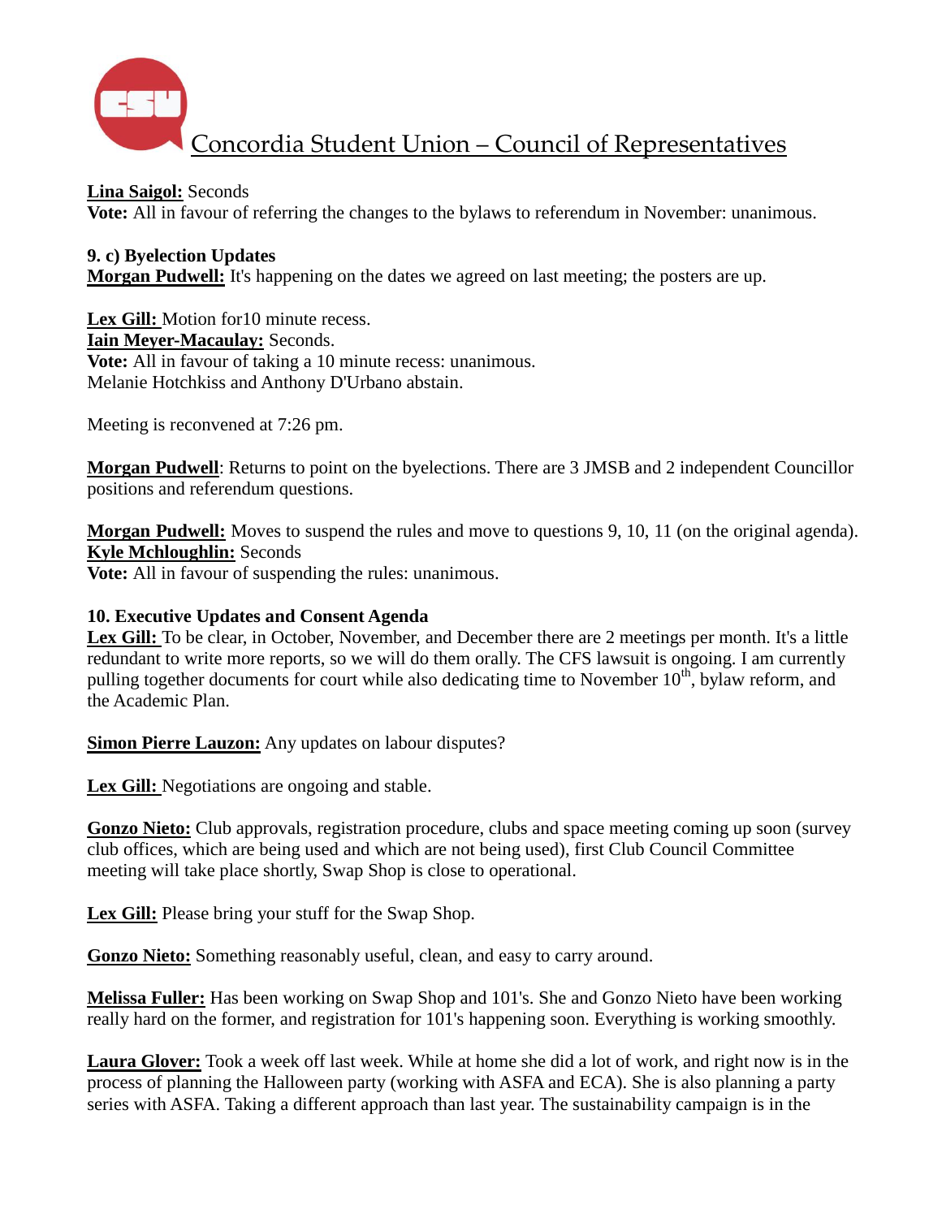**Lina Saigol:** Seconds
**Vote:** All in favour of referring the changes to the bylaws to referendum in November: unanimous.

**9. c) Byelection Updates**
**Morgan Pudwell:** It's happening on the dates we agreed on last meeting; the posters are up.

**Lex Gill:** Motion for10 minute recess.
**Iain Meyer-Macaulay:** Seconds.
**Vote:** All in favour of taking a 10 minute recess: unanimous.
Melanie Hotchkiss and Anthony D'Urbano abstain.

Meeting is reconvened at 7:26 pm.

**Morgan Pudwell**: Returns to point on the byelections. There are 3 JMSB and 2 independent Councillor positions and referendum questions.

**Morgan Pudwell:** Moves to suspend the rules and move to questions 9, 10, 11 (on the original agenda).
**Kyle Mchloughlin:** Seconds
**Vote:** All in favour of suspending the rules: unanimous.

**10. Executive Updates and Consent Agenda**
**Lex Gill:** To be clear, in October, November, and December there are 2 meetings per month. It's a little redundant to write more reports, so we will do them orally. The CFS lawsuit is ongoing. I am currently pulling together documents for court while also dedicating time to November 10th, bylaw reform, and the Academic Plan.

**Simon Pierre Lauzon:** Any updates on labour disputes?

**Lex Gill:** Negotiations are ongoing and stable.

**Gonzo Nieto:** Club approvals, registration procedure, clubs and space meeting coming up soon (survey club offices, which are being used and which are not being used), first Club Council Committee meeting will take place shortly, Swap Shop is close to operational.

**Lex Gill:** Please bring your stuff for the Swap Shop.

**Gonzo Nieto:** Something reasonably useful, clean, and easy to carry around.

**Melissa Fuller:** Has been working on Swap Shop and 101's. She and Gonzo Nieto have been working really hard on the former, and registration for 101's happening soon. Everything is working smoothly.

**Laura Glover:** Took a week off last week. While at home she did a lot of work, and right now is in the process of planning the Halloween party (working with ASFA and ECA). She is also planning a party series with ASFA. Taking a different approach than last year. The sustainability campaign is in the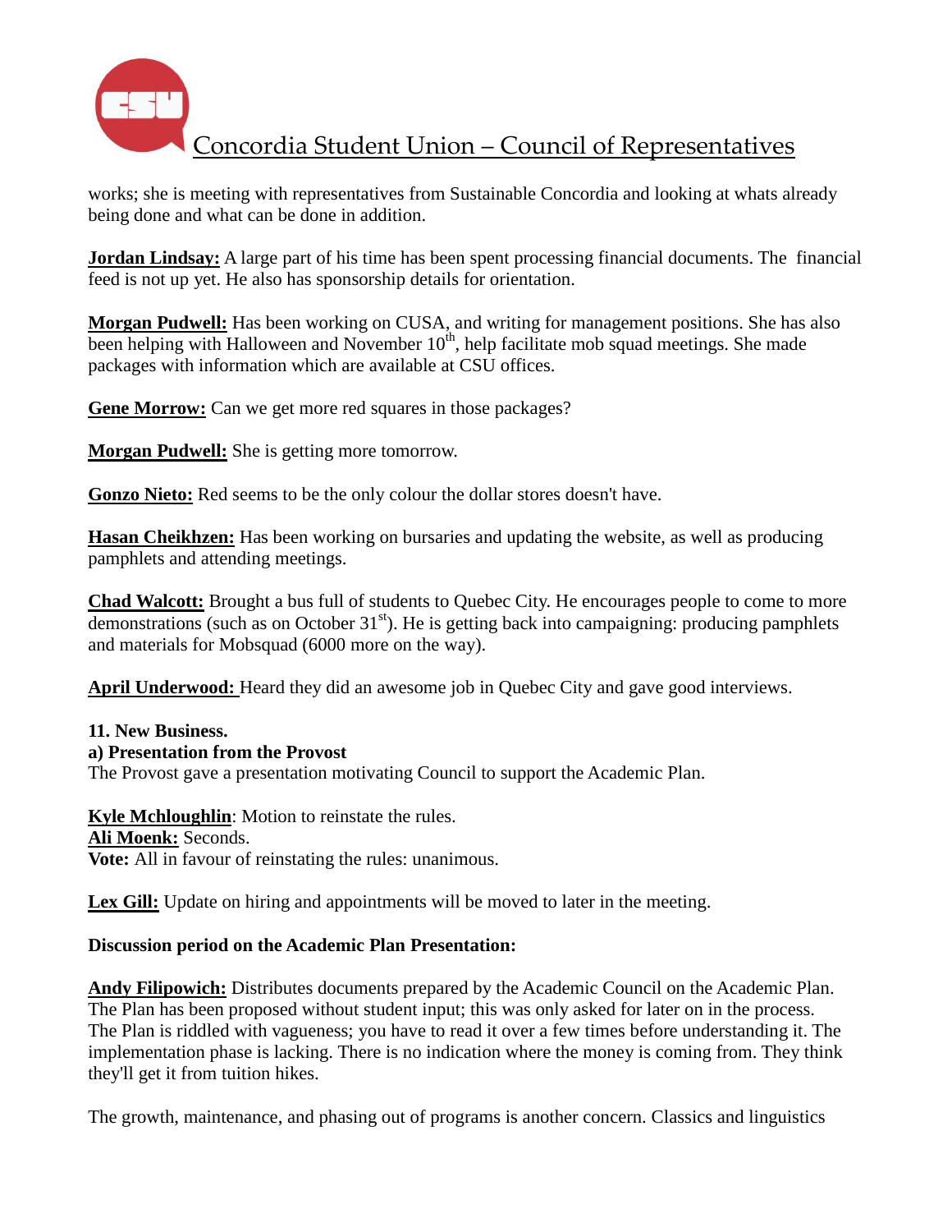works; she is meeting with representatives from Sustainable Concordia and looking at whats already being done and what can be done in addition.

**Jordan Lindsay:** A large part of his time has been spent processing financial documents. The financial feed is not up yet. He also has sponsorship details for orientation.

**Morgan Pudwell:** Has been working on CUSA, and writing for management positions. She has also been helping with Halloween and November 10th, help facilitate mob squad meetings. She made packages with information which are available at CSU offices.

**Gene Morrow:** Can we get more red squares in those packages?

**Morgan Pudwell:** She is getting more tomorrow.

**Gonzo Nieto:** Red seems to be the only colour the dollar stores doesn't have.

**Hasan Cheikhzen:** Has been working on bursaries and updating the website, as well as producing pamphlets and attending meetings.

**Chad Walcott:** Brought a bus full of students to Quebec City. He encourages people to come to more demonstrations (such as on October 31st). He is getting back into campaigning: producing pamphlets and materials for Mobsquad (6000 more on the way).

**April Underwood:** Heard they did an awesome job in Quebec City and gave good interviews.

**11. New Business.**

**a) Presentation from the Provost**

The Provost gave a presentation motivating Council to support the Academic Plan.

**Kyle Mchloughlin**: Motion to reinstate the rules.
**Ali Moenk:** Seconds.
**Vote:** All in favour of reinstating the rules: unanimous.

**Lex Gill:** Update on hiring and appointments will be moved to later in the meeting.

**Discussion period on the Academic Plan Presentation:**

**Andy Filipowich:** Distributes documents prepared by the Academic Council on the Academic Plan. The Plan has been proposed without student input; this was only asked for later on in the process. The Plan is riddled with vagueness; you have to read it over a few times before understanding it. The implementation phase is lacking. There is no indication where the money is coming from. They think they'll get it from tuition hikes.

The growth, maintenance, and phasing out of programs is another concern. Classics and linguistics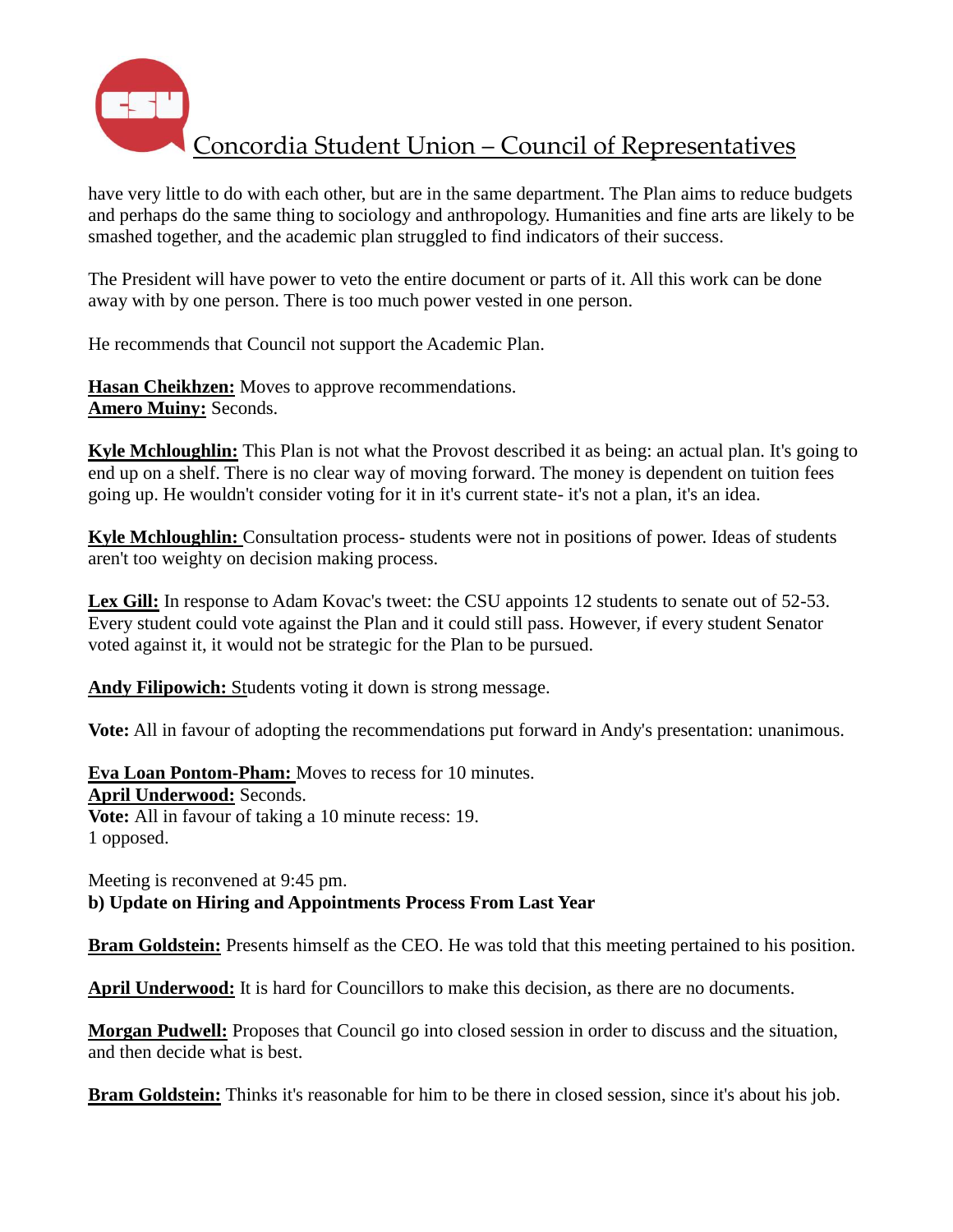have very little to do with each other, but are in the same department. The Plan aims to reduce budgets and perhaps do the same thing to sociology and anthropology. Humanities and fine arts are likely to be smashed together, and the academic plan struggled to find indicators of their success.

The President will have power to veto the entire document or parts of it. All this work can be done away with by one person. There is too much power vested in one person.

He recommends that Council not support the Academic Plan.

**Hasan Cheikhzen:** Moves to approve recommendations.
**Amero Muiny:** Seconds.

**Kyle Mchloughlin:** This Plan is not what the Provost described it as being: an actual plan. It's going to end up on a shelf. There is no clear way of moving forward. The money is dependent on tuition fees going up. He wouldn't consider voting for it in it's current state- it's not a plan, it's an idea.

**Kyle Mchloughlin:** Consultation process- students were not in positions of power. Ideas of students aren't too weighty on decision making process.

**Lex Gill:** In response to Adam Kovac's tweet: the CSU appoints 12 students to senate out of 52-53. Every student could vote against the Plan and it could still pass. However, if every student Senator voted against it, it would not be strategic for the Plan to be pursued.

**Andy Filipowich:** Students voting it down is strong message.

**Vote:** All in favour of adopting the recommendations put forward in Andy's presentation: unanimous.

**Eva Loan Pontom-Pham:** Moves to recess for 10 minutes.
**April Underwood:** Seconds.
**Vote:** All in favour of taking a 10 minute recess: 19.
1 opposed.

Meeting is reconvened at 9:45 pm.
**b) Update on Hiring and Appointments Process From Last Year**

**Bram Goldstein:** Presents himself as the CEO. He was told that this meeting pertained to his position.

**April Underwood:** It is hard for Councillors to make this decision, as there are no documents.

**Morgan Pudwell:** Proposes that Council go into closed session in order to discuss and the situation, and then decide what is best.

**Bram Goldstein:** Thinks it's reasonable for him to be there in closed session, since it's about his job.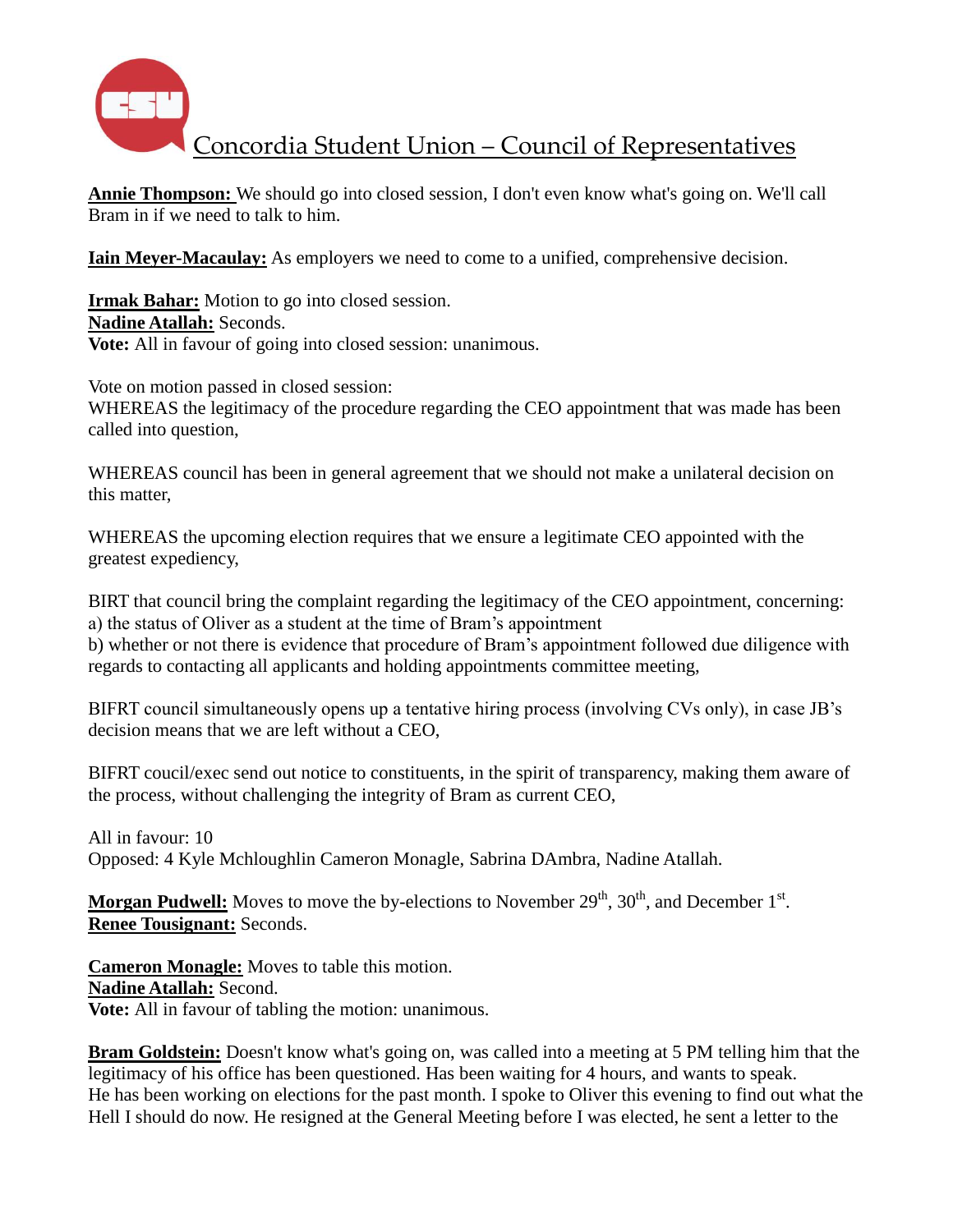Concordia Student Union – Council of Representatives

**Annie Thompson:** We should go into closed session, I don't even know what's going on. We'll call Bram in if we need to talk to him.

**Iain Meyer-Macaulay:** As employers we need to come to a unified, comprehensive decision.

**Irmak Bahar:** Motion to go into closed session.
**Nadine Atallah:** Seconds.
**Vote:** All in favour of going into closed session: unanimous.

Vote on motion passed in closed session:
WHEREAS the legitimacy of the procedure regarding the CEO appointment that was made has been called into question,

WHEREAS council has been in general agreement that we should not make a unilateral decision on this matter,

WHEREAS the upcoming election requires that we ensure a legitimate CEO appointed with the greatest expediency,

BIRT that council bring the complaint regarding the legitimacy of the CEO appointment, concerning:
a) the status of Oliver as a student at the time of Bram's appointment
b) whether or not there is evidence that procedure of Bram's appointment followed due diligence with regards to contacting all applicants and holding appointments committee meeting,

BIFRT council simultaneously opens up a tentative hiring process (involving CVs only), in case JB's decision means that we are left without a CEO,

BIFRT coucil/exec send out notice to constituents, in the spirit of transparency, making them aware of the process, without challenging the integrity of Bram as current CEO,

All in favour: 10
Opposed: 4 Kyle Mchloughlin Cameron Monagle, Sabrina DAmbra, Nadine Atallah.

**Morgan Pudwell:** Moves to move the by-elections to November 29th, 30th, and December 1st.
**Renee Tousignant:** Seconds.

**Cameron Monagle:** Moves to table this motion.
**Nadine Atallah:** Second.
**Vote:** All in favour of tabling the motion: unanimous.

**Bram Goldstein:** Doesn't know what's going on, was called into a meeting at 5 PM telling him that the legitimacy of his office has been questioned. Has been waiting for 4 hours, and wants to speak.
He has been working on elections for the past month. I spoke to Oliver this evening to find out what the Hell I should do now. He resigned at the General Meeting before I was elected, he sent a letter to the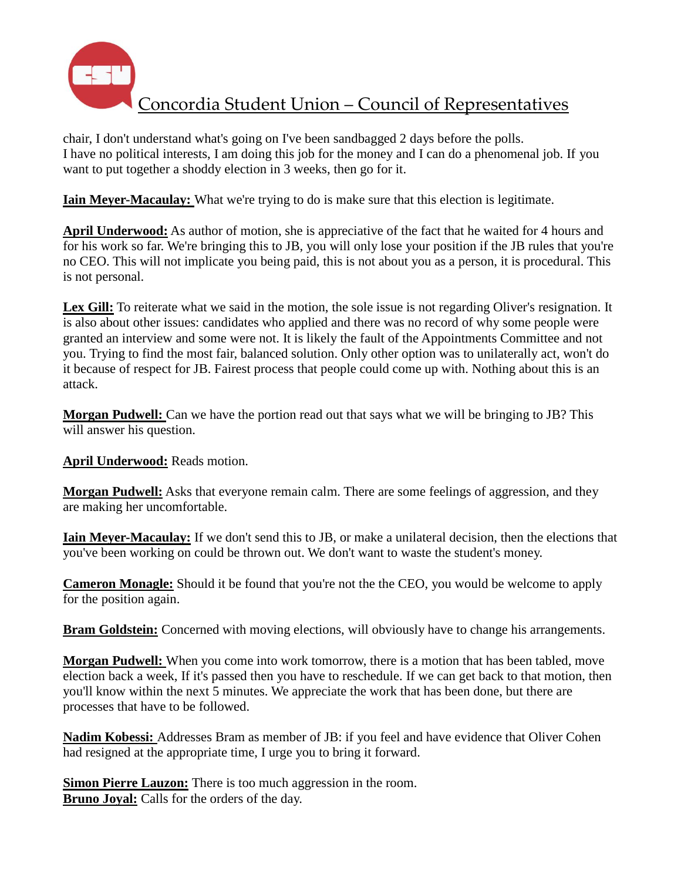chair, I don't understand what's going on I've been sandbagged 2 days before the polls. I have no political interests, I am doing this job for the money and I can do a phenomenal job. If you want to put together a shoddy election in 3 weeks, then go for it.

**Iain Meyer-Macaulay:** What we're trying to do is make sure that this election is legitimate.

**April Underwood:** As author of motion, she is appreciative of the fact that he waited for 4 hours and for his work so far. We're bringing this to JB, you will only lose your position if the JB rules that you're no CEO. This will not implicate you being paid, this is not about you as a person, it is procedural. This is not personal.

**Lex Gill:** To reiterate what we said in the motion, the sole issue is not regarding Oliver's resignation. It is also about other issues: candidates who applied and there was no record of why some people were granted an interview and some were not. It is likely the fault of the Appointments Committee and not you. Trying to find the most fair, balanced solution. Only other option was to unilaterally act, won't do it because of respect for JB. Fairest process that people could come up with. Nothing about this is an attack.

**Morgan Pudwell:** Can we have the portion read out that says what we will be bringing to JB? This will answer his question.

**April Underwood:** Reads motion.

**Morgan Pudwell:** Asks that everyone remain calm. There are some feelings of aggression, and they are making her uncomfortable.

**Iain Meyer-Macaulay:** If we don't send this to JB, or make a unilateral decision, then the elections that you've been working on could be thrown out. We don't want to waste the student's money.

**Cameron Monagle:** Should it be found that you're not the the CEO, you would be welcome to apply for the position again.

**Bram Goldstein:** Concerned with moving elections, will obviously have to change his arrangements.

**Morgan Pudwell:** When you come into work tomorrow, there is a motion that has been tabled, move election back a week, If it's passed then you have to reschedule. If we can get back to that motion, then you'll know within the next 5 minutes. We appreciate the work that has been done, but there are processes that have to be followed.

**Nadim Kobessi:** Addresses Bram as member of JB: if you feel and have evidence that Oliver Cohen had resigned at the appropriate time, I urge you to bring it forward.

**Simon Pierre Lauzon:** There is too much aggression in the room.
**Bruno Joyal:** Calls for the orders of the day.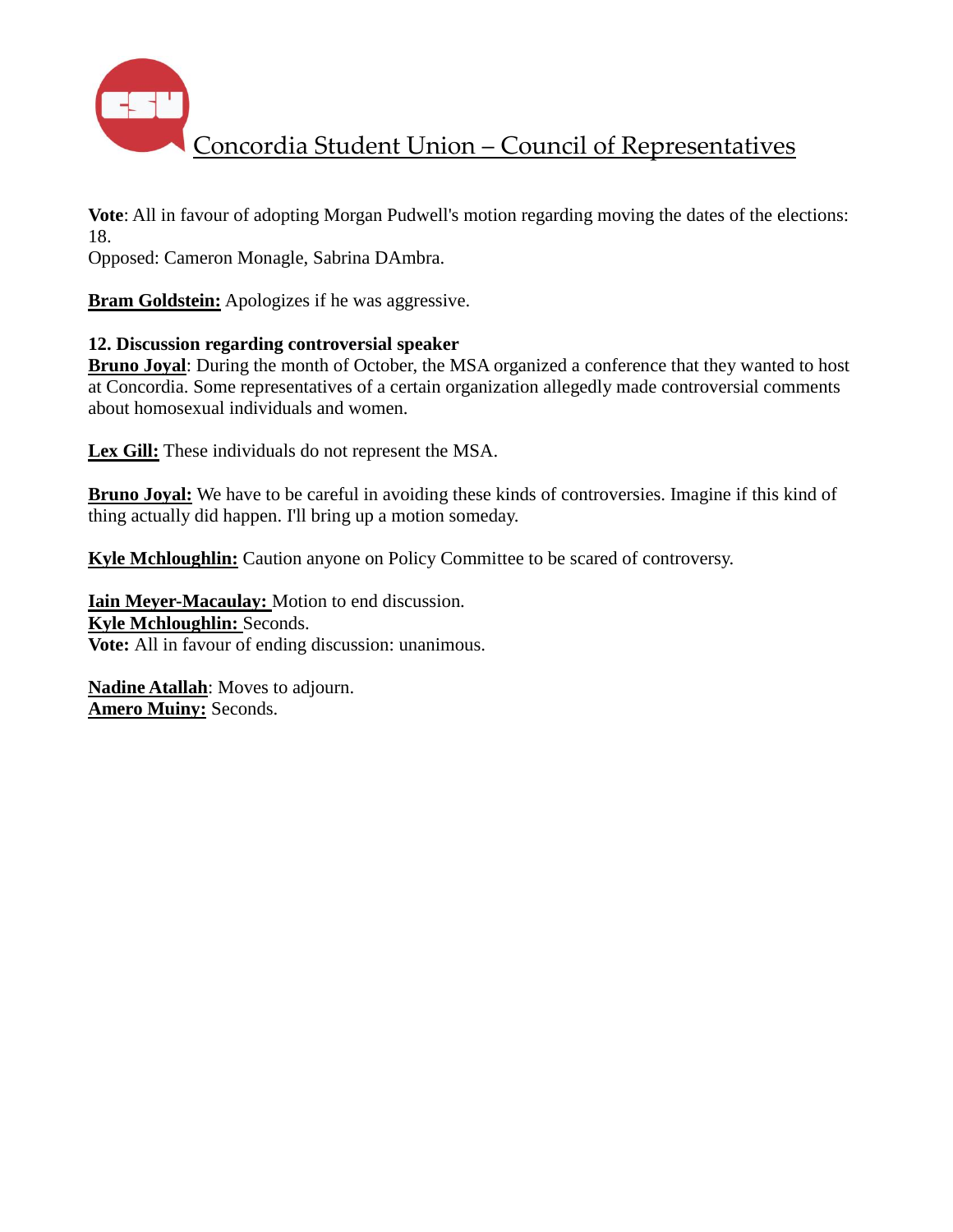**Vote**: All in favour of adopting Morgan Pudwell's motion regarding moving the dates of the elections: 18.
Opposed: Cameron Monagle, Sabrina DAmbra.

**Bram Goldstein:** Apologizes if he was aggressive.

**12. Discussion regarding controversial speaker**

**Bruno Joyal**: During the month of October, the MSA organized a conference that they wanted to host at Concordia. Some representatives of a certain organization allegedly made controversial comments about homosexual individuals and women.

**Lex Gill:** These individuals do not represent the MSA.

**Bruno Joyal:** We have to be careful in avoiding these kinds of controversies. Imagine if this kind of thing actually did happen. I'll bring up a motion someday.

**Kyle Mchloughlin:** Caution anyone on Policy Committee to be scared of controversy.

**Iain Meyer-Macaulay:** Motion to end discussion.
**Kyle Mchloughlin:** Seconds.
**Vote:** All in favour of ending discussion: unanimous.

**Nadine Atallah**: Moves to adjourn.
**Amero Muiny:** Seconds.